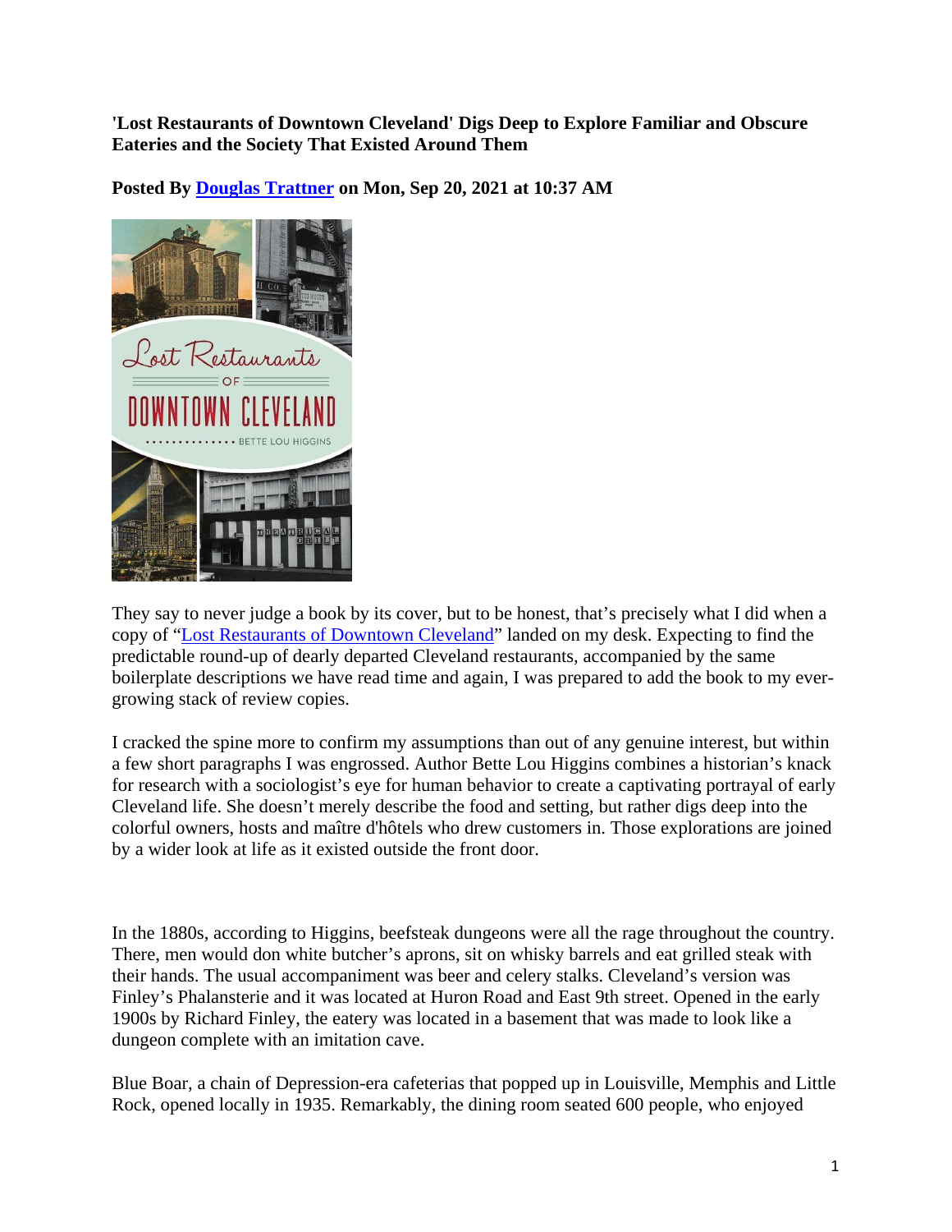**'Lost Restaurants of Downtown Cleveland' Digs Deep to Explore Familiar and Obscure Eateries and the Society That Existed Around Them**

**Posted By [Douglas Trattner] on Mon, Sep 20, 2021 at 10:37 AM**

They say to never judge a book by its cover, but to be honest, that's precisely what I did when a copy of "[Lost Restaurants of Downtown Cleveland]" landed on my desk. Expecting to find the predictable round-up of dearly departed Cleveland restaurants, accompanied by the same boilerplate descriptions we have read time and again, I was prepared to add the book to my ever-growing stack of review copies.

I cracked the spine more to confirm my assumptions than out of any genuine interest, but within a few short paragraphs I was engrossed. Author Bette Lou Higgins combines a historian's knack for research with a sociologist's eye for human behavior to create a captivating portrayal of early Cleveland life. She doesn't merely describe the food and setting, but rather digs deep into the colorful owners, hosts and maître d'hôtels who drew customers in. Those explorations are joined by a wider look at life as it existed outside the front door.

In the 1880s, according to Higgins, beefsteak dungeons were all the rage throughout the country. There, men would don white butcher's aprons, sit on whisky barrels and eat grilled steak with their hands. The usual accompaniment was beer and celery stalks. Cleveland's version was Finley's Phalansterie and it was located at Huron Road and East 9th street. Opened in the early 1900s by Richard Finley, the eatery was located in a basement that was made to look like a dungeon complete with an imitation cave.

Blue Boar, a chain of Depression-era cafeterias that popped up in Louisville, Memphis and Little Rock, opened locally in 1935. Remarkably, the dining room seated 600 people, who enjoyed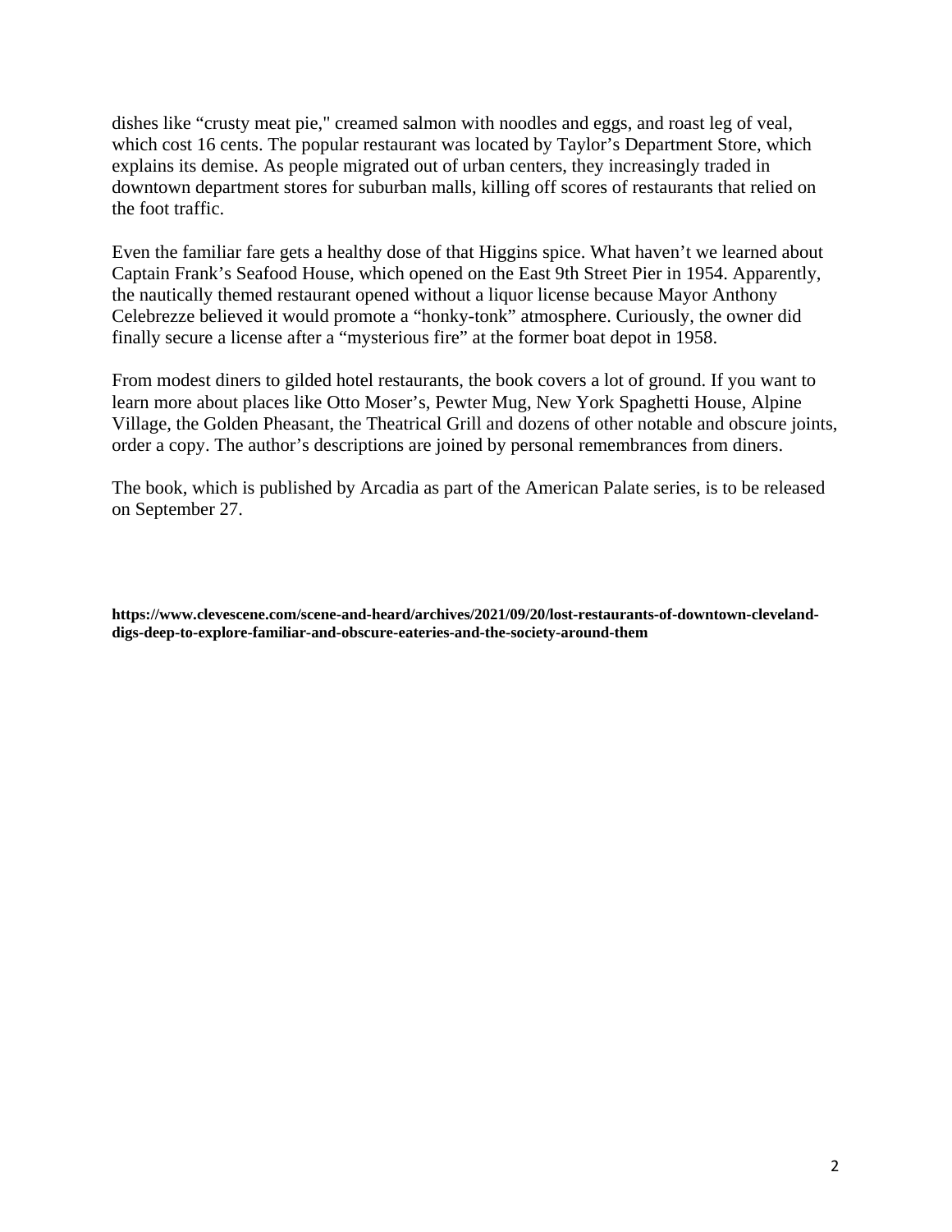dishes like "crusty meat pie," creamed salmon with noodles and eggs, and roast leg of veal, which cost 16 cents. The popular restaurant was located by Taylor's Department Store, which explains its demise. As people migrated out of urban centers, they increasingly traded in downtown department stores for suburban malls, killing off scores of restaurants that relied on the foot traffic.

Even the familiar fare gets a healthy dose of that Higgins spice. What haven't we learned about Captain Frank's Seafood House, which opened on the East 9th Street Pier in 1954. Apparently, the nautically themed restaurant opened without a liquor license because Mayor Anthony Celebrezze believed it would promote a "honky-tonk" atmosphere. Curiously, the owner did finally secure a license after a "mysterious fire" at the former boat depot in 1958.

From modest diners to gilded hotel restaurants, the book covers a lot of ground. If you want to learn more about places like Otto Moser's, Pewter Mug, New York Spaghetti House, Alpine Village, the Golden Pheasant, the Theatrical Grill and dozens of other notable and obscure joints, order a copy. The author's descriptions are joined by personal remembrances from diners.

The book, which is published by Arcadia as part of the American Palate series, is to be released on September 27.

**https://www.clevescene.com/scene-and-heard/archives/2021/09/20/lost-restaurants-of-downtown-cleveland-digs-deep-to-explore-familiar-and-obscure-eateries-and-the-society-around-them**